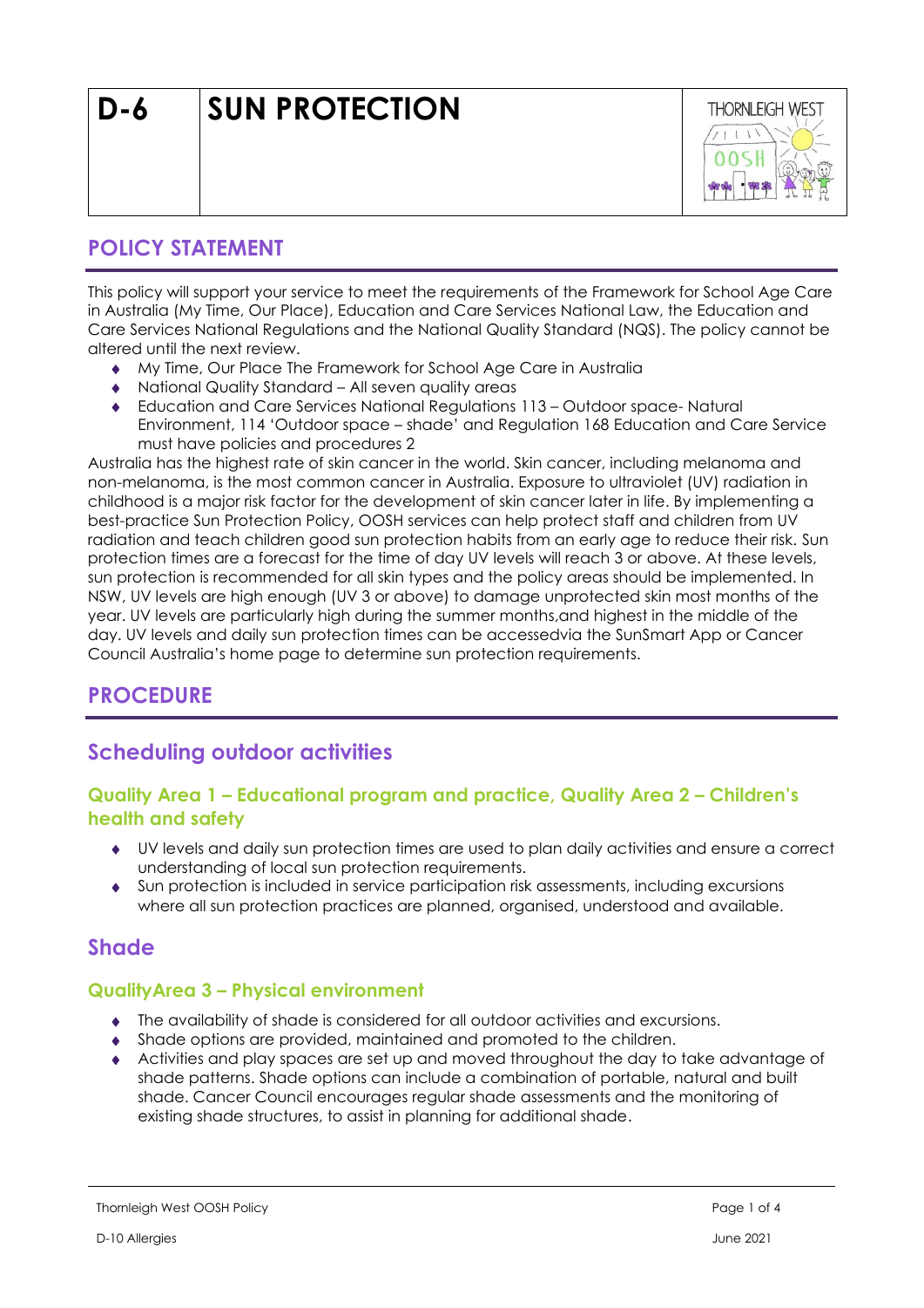# D-6 SUN PROTECTION

## POLICY STATEMENT

This policy will support your service to meet the requirements of the Framework for School Age Care in Australia (My Time, Our Place), Education and Care Services National Law, the Education and Care Services National Regulations and the National Quality Standard (NQS). The policy cannot be altered until the next review.

- My Time, Our Place The Framework for School Age Care in Australia
- National Quality Standard – All seven quality areas
- Education and Care Services National Regulations 113 – Outdoor space- Natural Environment, 114 'Outdoor space – shade' and Regulation 168 Education and Care Service must have policies and procedures 2

Australia has the highest rate of skin cancer in the world. Skin cancer, including melanoma and non-melanoma, is the most common cancer in Australia. Exposure to ultraviolet (UV) radiation in childhood is a major risk factor for the development of skin cancer later in life. By implementing a best-practice Sun Protection Policy, OOSH services can help protect staff and children from UV radiation and teach children good sun protection habits from an early age to reduce their risk. Sun protection times are a forecast for the time of day UV levels will reach 3 or above. At these levels, sun protection is recommended for all skin types and the policy areas should be implemented. In NSW, UV levels are high enough (UV 3 or above) to damage unprotected skin most months of the year. UV levels are particularly high during the summer months,and highest in the middle of the day. UV levels and daily sun protection times can be accessedvia the SunSmart App or Cancer Council Australia's home page to determine sun protection requirements.

## PROCEDURE

## Scheduling outdoor activities

### Quality Area 1 – Educational program and practice, Quality Area 2 – Children's health and safety

- UV levels and daily sun protection times are used to plan daily activities and ensure a correct understanding of local sun protection requirements.
- Sun protection is included in service participation risk assessments, including excursions where all sun protection practices are planned, organised, understood and available.

## Shade

### QualityArea 3 – Physical environment

- The availability of shade is considered for all outdoor activities and excursions.
- Shade options are provided, maintained and promoted to the children.
- Activities and play spaces are set up and moved throughout the day to take advantage of shade patterns. Shade options can include a combination of portable, natural and built shade. Cancer Council encourages regular shade assessments and the monitoring of existing shade structures, to assist in planning for additional shade.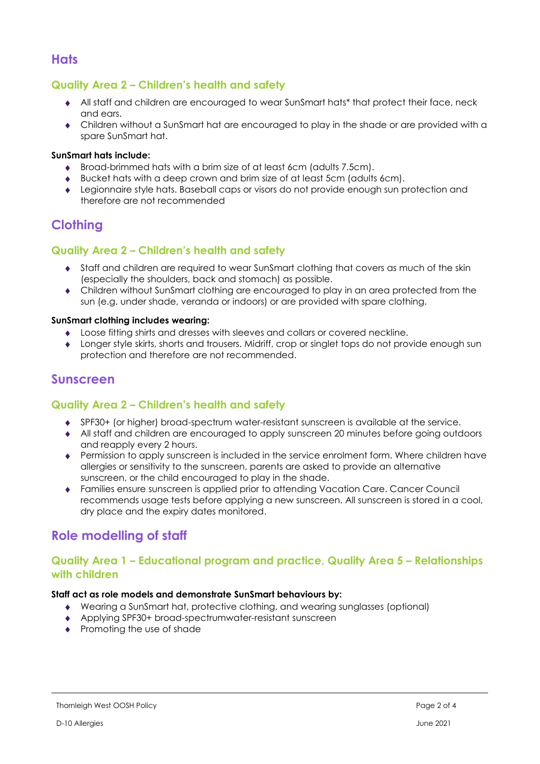## Hats

### Quality Area 2 – Children's health and safety

- All staff and children are encouraged to wear SunSmart hats* that protect their face, neck and ears.
- Children without a SunSmart hat are encouraged to play in the shade or are provided with a spare SunSmart hat.

**SunSmart hats include:**

- Broad-brimmed hats with a brim size of at least 6cm (adults 7.5cm).
- Bucket hats with a deep crown and brim size of at least 5cm (adults 6cm).
- Legionnaire style hats. Baseball caps or visors do not provide enough sun protection and therefore are not recommended

## Clothing

### Quality Area 2 – Children's health and safety

- Staff and children are required to wear SunSmart clothing that covers as much of the skin (especially the shoulders, back and stomach) as possible.
- Children without SunSmart clothing are encouraged to play in an area protected from the sun (e.g. under shade, veranda or indoors) or are provided with spare clothing.

**SunSmart clothing includes wearing:**

- Loose fitting shirts and dresses with sleeves and collars or covered neckline.
- Longer style skirts, shorts and trousers. Midriff, crop or singlet tops do not provide enough sun protection and therefore are not recommended.

## Sunscreen

### Quality Area 2 – Children's health and safety

- SPF30+ (or higher) broad-spectrum water-resistant sunscreen is available at the service.
- All staff and children are encouraged to apply sunscreen 20 minutes before going outdoors and reapply every 2 hours.
- Permission to apply sunscreen is included in the service enrolment form. Where children have allergies or sensitivity to the sunscreen, parents are asked to provide an alternative sunscreen, or the child encouraged to play in the shade.
- Families ensure sunscreen is applied prior to attending Vacation Care. Cancer Council recommends usage tests before applying a new sunscreen. All sunscreen is stored in a cool, dry place and the expiry dates monitored.

## Role modelling of staff

### Quality Area 1 – Educational program and practice, Quality Area 5 – Relationships with children

**Staff act as role models and demonstrate SunSmart behaviours by:**

- Wearing a SunSmart hat, protective clothing, and wearing sunglasses (optional)
- Applying SPF30+ broad-spectrumwater-resistant sunscreen
- Promoting the use of shade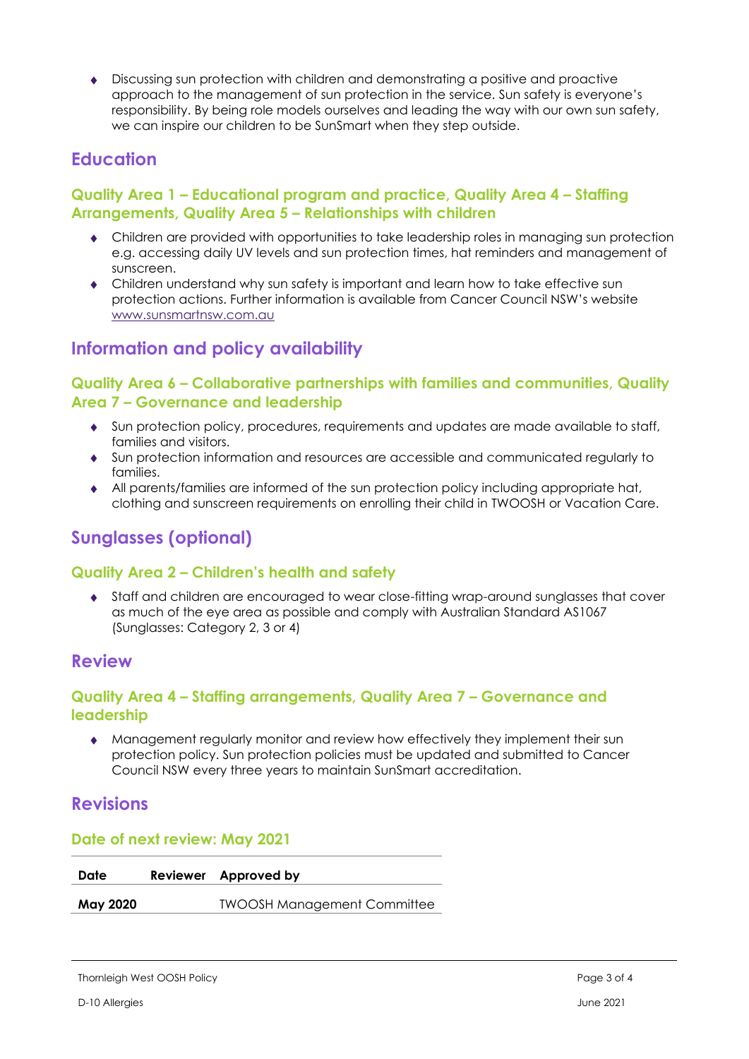- Discussing sun protection with children and demonstrating a positive and proactive approach to the management of sun protection in the service. Sun safety is everyone's responsibility. By being role models ourselves and leading the way with our own sun safety, we can inspire our children to be SunSmart when they step outside.

## Education

### Quality Area 1 – Educational program and practice, Quality Area 4 – Staffing Arrangements, Quality Area 5 – Relationships with children

- Children are provided with opportunities to take leadership roles in managing sun protection e.g. accessing daily UV levels and sun protection times, hat reminders and management of sunscreen.
- Children understand why sun safety is important and learn how to take effective sun protection actions. Further information is available from Cancer Council NSW's website [www.sunsmartnsw.com.au](www.sunsmartnsw.com.au)

## Information and policy availability

### Quality Area 6 – Collaborative partnerships with families and communities, Quality Area 7 – Governance and leadership

- Sun protection policy, procedures, requirements and updates are made available to staff, families and visitors.
- Sun protection information and resources are accessible and communicated regularly to families.
- All parents/families are informed of the sun protection policy including appropriate hat, clothing and sunscreen requirements on enrolling their child in TWOOSH or Vacation Care.

## Sunglasses (optional)

### Quality Area 2 – Children's health and safety

- Staff and children are encouraged to wear close-fitting wrap-around sunglasses that cover as much of the eye area as possible and comply with Australian Standard AS1067 (Sunglasses: Category 2, 3 or 4)

## Review

### Quality Area 4 – Staffing arrangements, Quality Area 7 – Governance and leadership

- Management regularly monitor and review how effectively they implement their sun protection policy. Sun protection policies must be updated and submitted to Cancer Council NSW every three years to maintain SunSmart accreditation.

## Revisions

### Date of next review: May 2021

| Date | Reviewer | Approved by |
|---|---|---|
| **May 2020** | | TWOOSH Management Committee |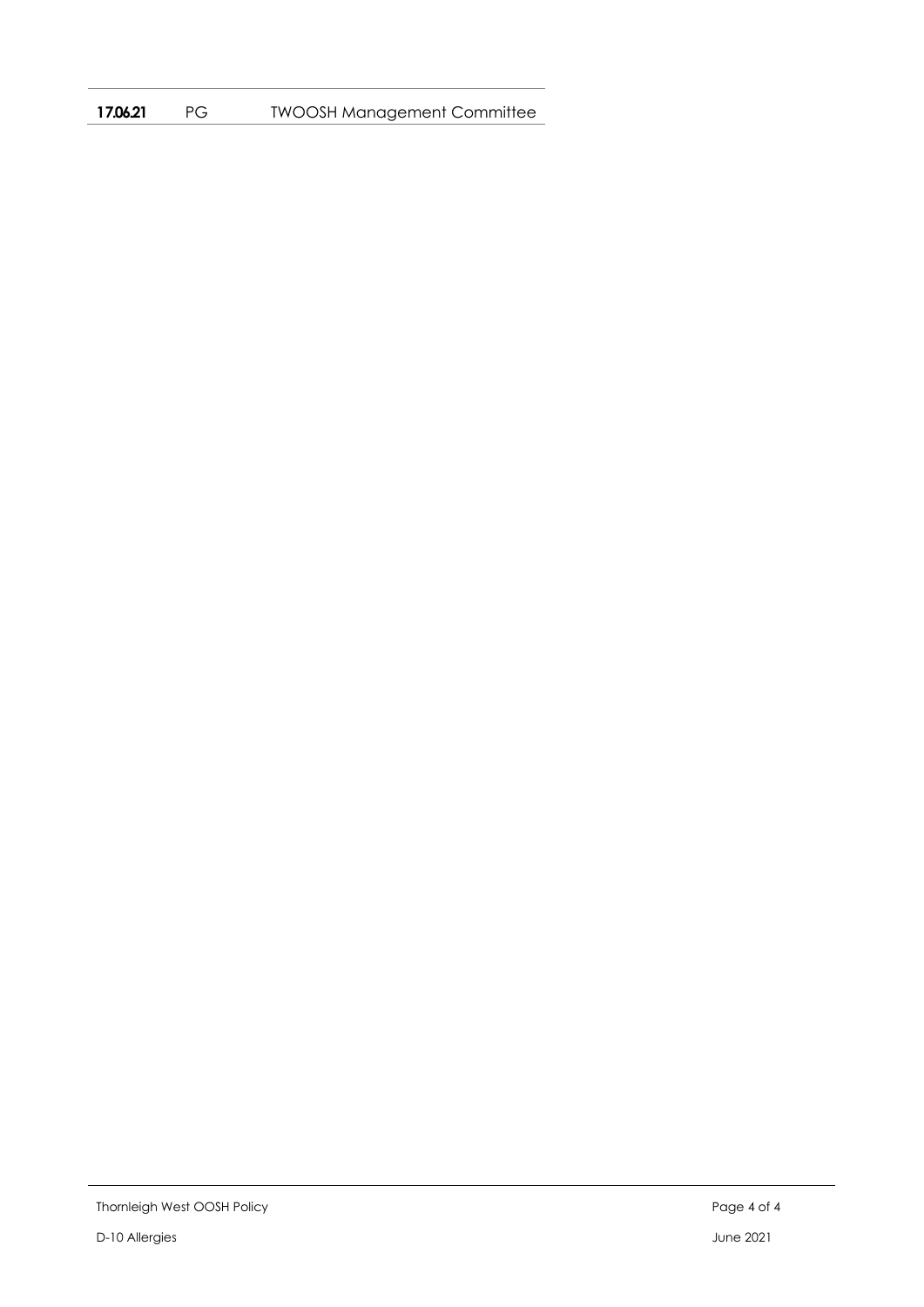| | | |
|---|---|---|
| **17.06.21** | PG | TWOOSH Management Committee |